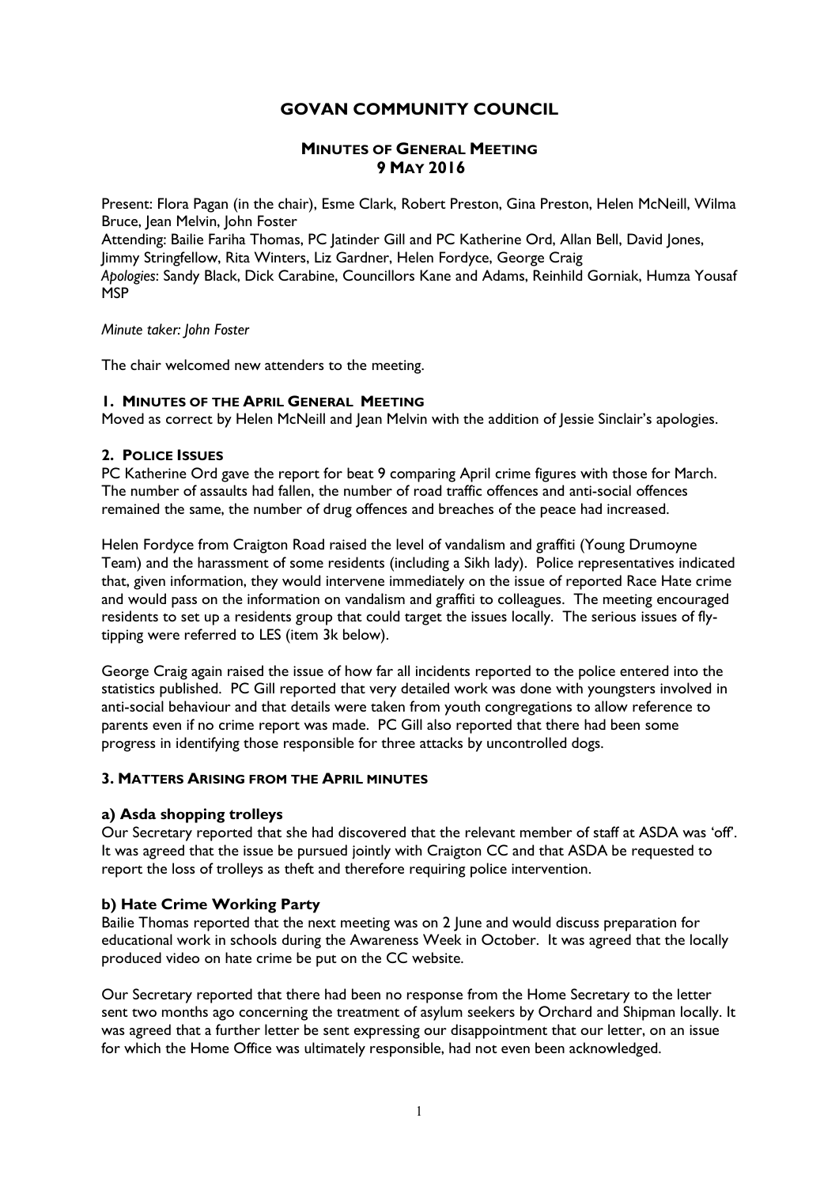# GOVAN COMMUNITY COUNCIL

## MINUTES OF GENERAL MEETING
## 9 MAY 2016

Present: Flora Pagan (in the chair), Esme Clark, Robert Preston, Gina Preston, Helen McNeill, Wilma Bruce, Jean Melvin, John Foster
Attending: Bailie Fariha Thomas, PC Jatinder Gill and PC Katherine Ord, Allan Bell, David Jones, Jimmy Stringfellow, Rita Winters, Liz Gardner, Helen Fordyce, George Craig
*Apologies*: Sandy Black, Dick Carabine, Councillors Kane and Adams, Reinhild Gorniak, Humza Yousaf MSP

*Minute taker: John Foster*

The chair welcomed new attenders to the meeting.

### 1. MINUTES OF THE APRIL GENERAL MEETING

Moved as correct by Helen McNeill and Jean Melvin with the addition of Jessie Sinclair's apologies.

### 2. POLICE ISSUES

PC Katherine Ord gave the report for beat 9 comparing April crime figures with those for March. The number of assaults had fallen, the number of road traffic offences and anti-social offences remained the same, the number of drug offences and breaches of the peace had increased.

Helen Fordyce from Craigton Road raised the level of vandalism and graffiti (Young Drumoyne Team) and the harassment of some residents (including a Sikh lady). Police representatives indicated that, given information, they would intervene immediately on the issue of reported Race Hate crime and would pass on the information on vandalism and graffiti to colleagues. The meeting encouraged residents to set up a residents group that could target the issues locally. The serious issues of fly-tipping were referred to LES (item 3k below).

George Craig again raised the issue of how far all incidents reported to the police entered into the statistics published. PC Gill reported that very detailed work was done with youngsters involved in anti-social behaviour and that details were taken from youth congregations to allow reference to parents even if no crime report was made. PC Gill also reported that there had been some progress in identifying those responsible for three attacks by uncontrolled dogs.

### 3. MATTERS ARISING FROM THE APRIL MINUTES

#### a) Asda shopping trolleys

Our Secretary reported that she had discovered that the relevant member of staff at ASDA was 'off'. It was agreed that the issue be pursued jointly with Craigton CC and that ASDA be requested to report the loss of trolleys as theft and therefore requiring police intervention.

#### b) Hate Crime Working Party

Bailie Thomas reported that the next meeting was on 2 June and would discuss preparation for educational work in schools during the Awareness Week in October. It was agreed that the locally produced video on hate crime be put on the CC website.

Our Secretary reported that there had been no response from the Home Secretary to the letter sent two months ago concerning the treatment of asylum seekers by Orchard and Shipman locally. It was agreed that a further letter be sent expressing our disappointment that our letter, on an issue for which the Home Office was ultimately responsible, had not even been acknowledged.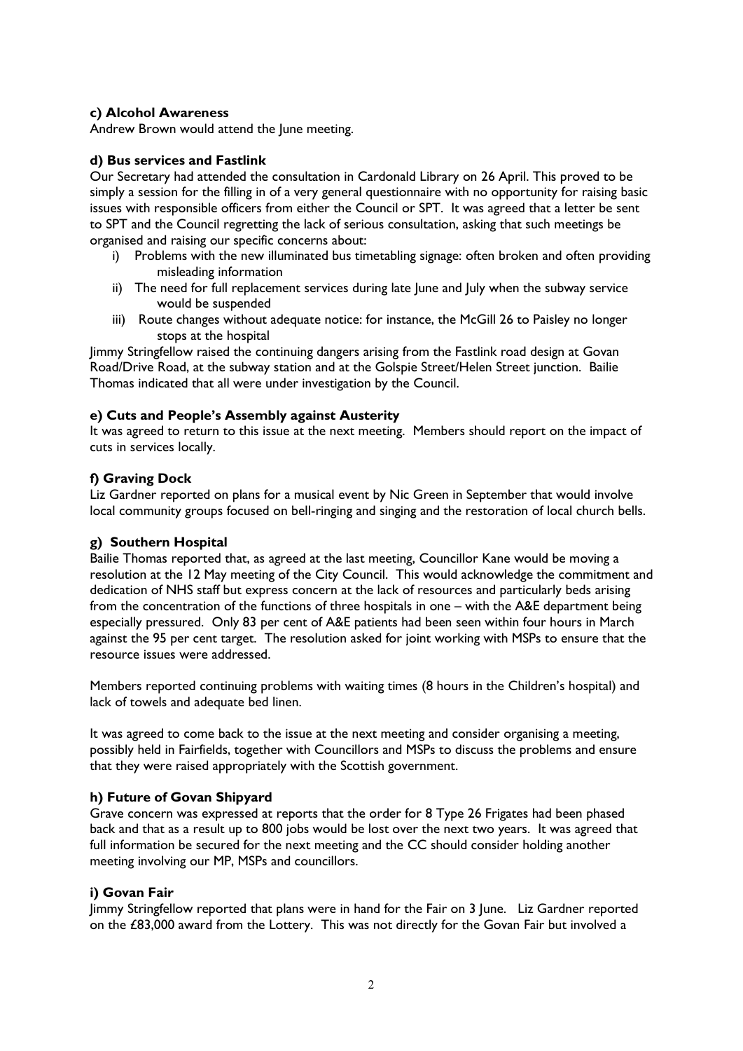**c) Alcohol Awareness**

Andrew Brown would attend the June meeting.

**d) Bus services and Fastlink**

Our Secretary had attended the consultation in Cardonald Library on 26 April. This proved to be simply a session for the filling in of a very general questionnaire with no opportunity for raising basic issues with responsible officers from either the Council or SPT. It was agreed that a letter be sent to SPT and the Council regretting the lack of serious consultation, asking that such meetings be organised and raising our specific concerns about:

i) Problems with the new illuminated bus timetabling signage: often broken and often providing misleading information

ii) The need for full replacement services during late June and July when the subway service would be suspended

iii) Route changes without adequate notice: for instance, the McGill 26 to Paisley no longer stops at the hospital

Jimmy Stringfellow raised the continuing dangers arising from the Fastlink road design at Govan Road/Drive Road, at the subway station and at the Golspie Street/Helen Street junction. Bailie Thomas indicated that all were under investigation by the Council.

**e) Cuts and People's Assembly against Austerity**

It was agreed to return to this issue at the next meeting. Members should report on the impact of cuts in services locally.

**f) Graving Dock**

Liz Gardner reported on plans for a musical event by Nic Green in September that would involve local community groups focused on bell-ringing and singing and the restoration of local church bells.

**g) Southern Hospital**

Bailie Thomas reported that, as agreed at the last meeting, Councillor Kane would be moving a resolution at the 12 May meeting of the City Council. This would acknowledge the commitment and dedication of NHS staff but express concern at the lack of resources and particularly beds arising from the concentration of the functions of three hospitals in one – with the A&E department being especially pressured. Only 83 per cent of A&E patients had been seen within four hours in March against the 95 per cent target. The resolution asked for joint working with MSPs to ensure that the resource issues were addressed.

Members reported continuing problems with waiting times (8 hours in the Children's hospital) and lack of towels and adequate bed linen.

It was agreed to come back to the issue at the next meeting and consider organising a meeting, possibly held in Fairfields, together with Councillors and MSPs to discuss the problems and ensure that they were raised appropriately with the Scottish government.

**h) Future of Govan Shipyard**

Grave concern was expressed at reports that the order for 8 Type 26 Frigates had been phased back and that as a result up to 800 jobs would be lost over the next two years. It was agreed that full information be secured for the next meeting and the CC should consider holding another meeting involving our MP, MSPs and councillors.

**i) Govan Fair**

Jimmy Stringfellow reported that plans were in hand for the Fair on 3 June. Liz Gardner reported on the £83,000 award from the Lottery. This was not directly for the Govan Fair but involved a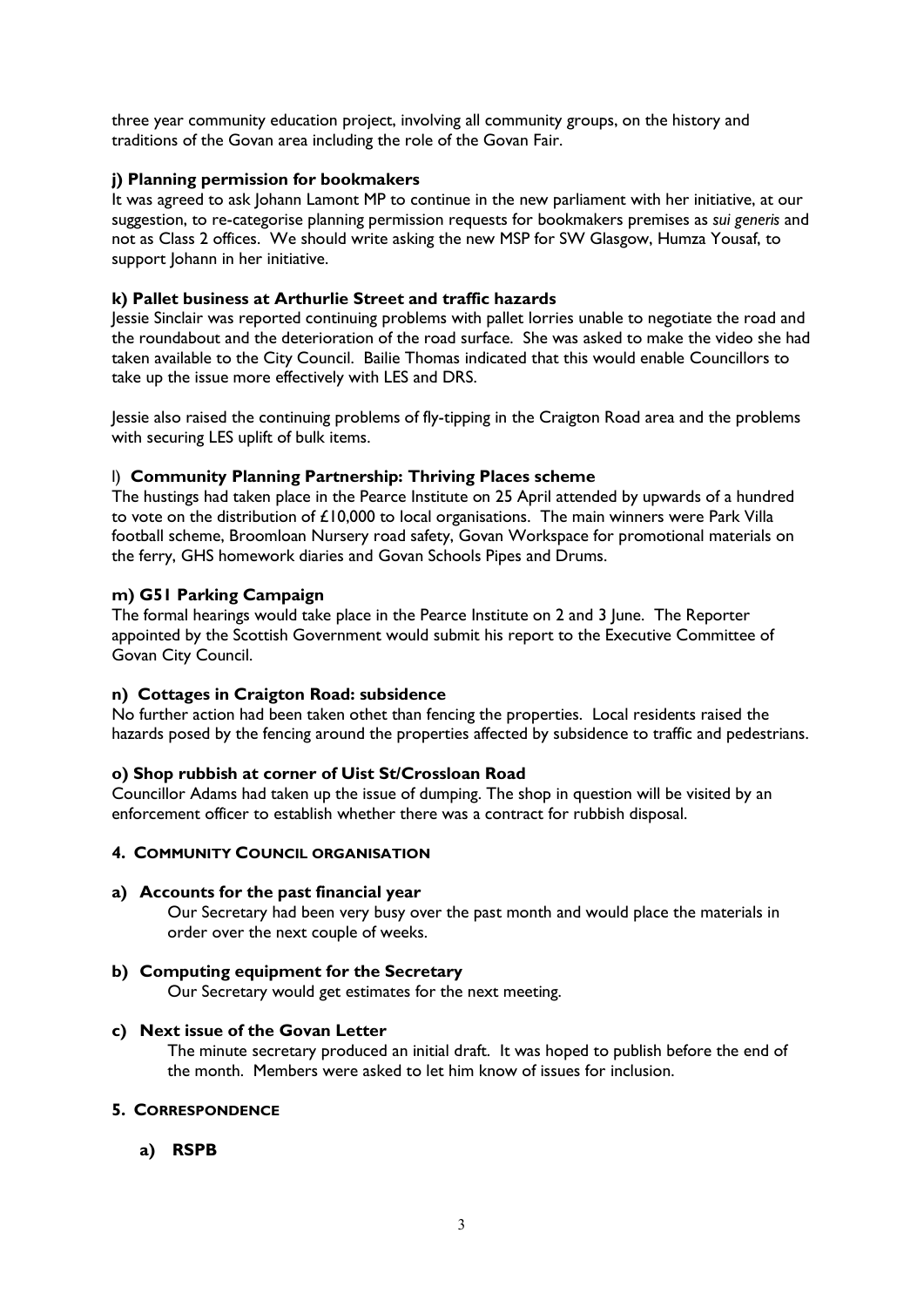three year community education project, involving all community groups, on the history and traditions of the Govan area including the role of the Govan Fair.

**j) Planning permission for bookmakers**

It was agreed to ask Johann Lamont MP to continue in the new parliament with her initiative, at our suggestion, to re-categorise planning permission requests for bookmakers premises as *sui generis* and not as Class 2 offices. We should write asking the new MSP for SW Glasgow, Humza Yousaf, to support Johann in her initiative.

**k) Pallet business at Arthurlie Street and traffic hazards**

Jessie Sinclair was reported continuing problems with pallet lorries unable to negotiate the road and the roundabout and the deterioration of the road surface. She was asked to make the video she had taken available to the City Council. Bailie Thomas indicated that this would enable Councillors to take up the issue more effectively with LES and DRS.

Jessie also raised the continuing problems of fly-tipping in the Craigton Road area and the problems with securing LES uplift of bulk items.

l) **Community Planning Partnership: Thriving Places scheme**

The hustings had taken place in the Pearce Institute on 25 April attended by upwards of a hundred to vote on the distribution of £10,000 to local organisations. The main winners were Park Villa football scheme, Broomloan Nursery road safety, Govan Workspace for promotional materials on the ferry, GHS homework diaries and Govan Schools Pipes and Drums.

**m) G51 Parking Campaign**

The formal hearings would take place in the Pearce Institute on 2 and 3 June. The Reporter appointed by the Scottish Government would submit his report to the Executive Committee of Govan City Council.

**n) Cottages in Craigton Road: subsidence**

No further action had been taken othet than fencing the properties. Local residents raised the hazards posed by the fencing around the properties affected by subsidence to traffic and pedestrians.

**o) Shop rubbish at corner of Uist St/Crossloan Road**

Councillor Adams had taken up the issue of dumping. The shop in question will be visited by an enforcement officer to establish whether there was a contract for rubbish disposal.

## 4. COMMUNITY COUNCIL ORGANISATION

**a) Accounts for the past financial year**

Our Secretary had been very busy over the past month and would place the materials in order over the next couple of weeks.

**b) Computing equipment for the Secretary**

Our Secretary would get estimates for the next meeting.

**c) Next issue of the Govan Letter**

The minute secretary produced an initial draft. It was hoped to publish before the end of the month. Members were asked to let him know of issues for inclusion.

## 5. CORRESPONDENCE

**a) RSPB**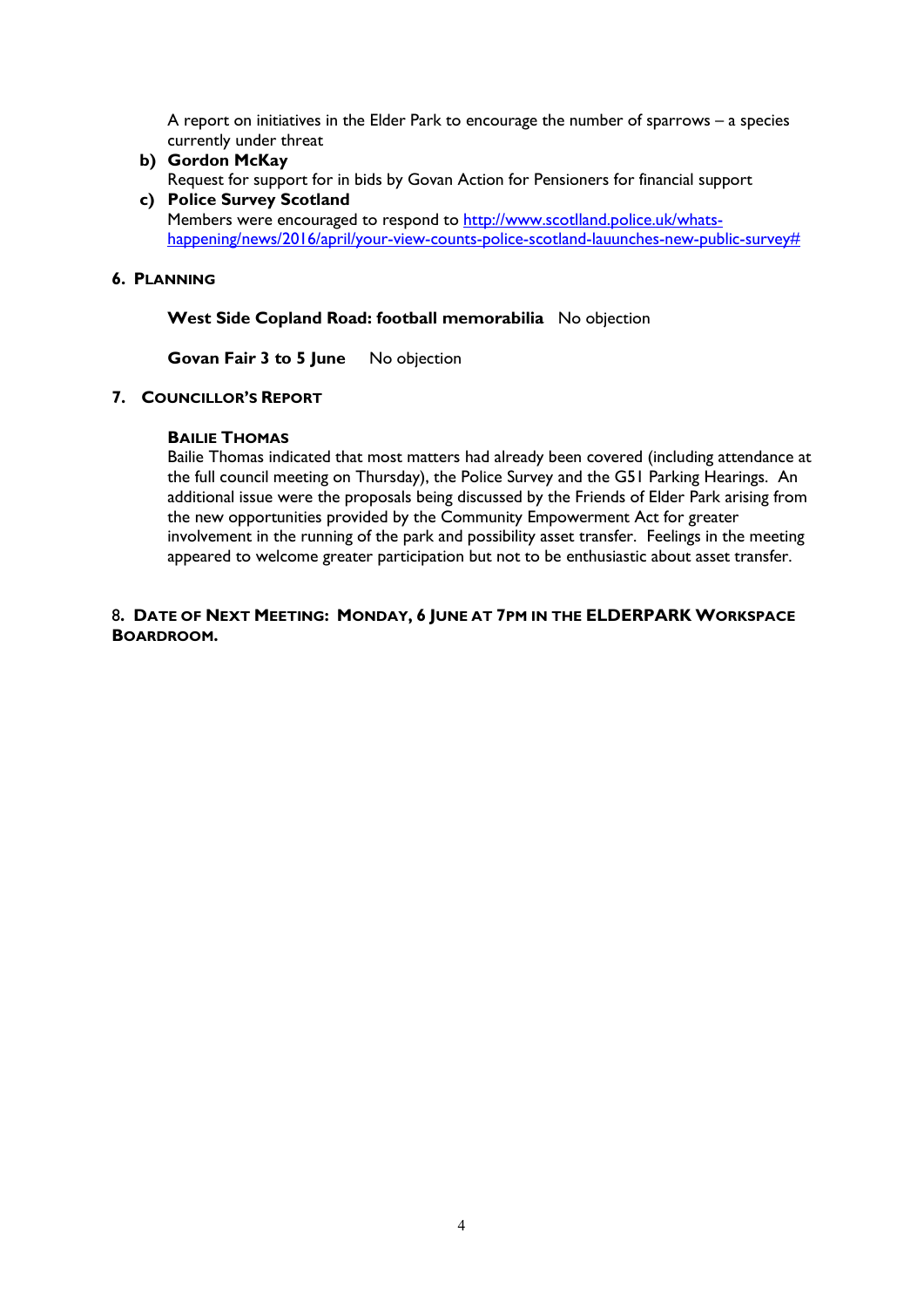A report on initiatives in the Elder Park to encourage the number of sparrows – a species currently under threat

b) **Gordon McKay**
   Request for support for in bids by Govan Action for Pensioners for financial support

c) **Police Survey Scotland**
   Members were encouraged to respond to http://www.scotlland.police.uk/whats-happening/news/2016/april/your-view-counts-police-scotland-lauunches-new-public-survey#

## 6. PLANNING

**West Side Copland Road: football memorabilia** No objection

**Govan Fair 3 to 5 June** No objection

## 7. COUNCILLOR'S REPORT

**BAILIE THOMAS**

Bailie Thomas indicated that most matters had already been covered (including attendance at the full council meeting on Thursday), the Police Survey and the G51 Parking Hearings. An additional issue were the proposals being discussed by the Friends of Elder Park arising from the new opportunities provided by the Community Empowerment Act for greater involvement in the running of the park and possibility asset transfer. Feelings in the meeting appeared to welcome greater participation but not to be enthusiastic about asset transfer.

## 8. DATE OF NEXT MEETING: MONDAY, 6 JUNE AT 7PM IN THE ELDERPARK WORKSPACE BOARDROOM.